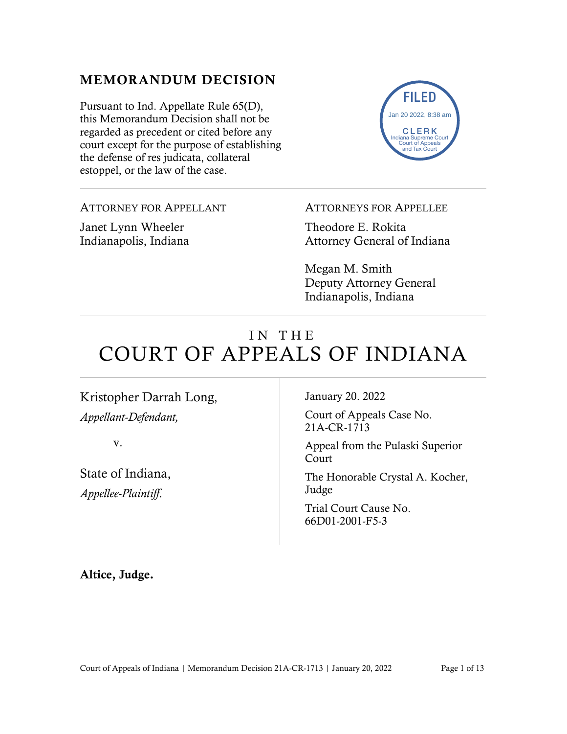# MEMORANDUM DECISION

Pursuant to Ind. Appellate Rule 65(D), this Memorandum Decision shall not be regarded as precedent or cited before any court except for the purpose of establishing the defense of res judicata, collateral estoppel, or the law of the case.

FILED
Jan 20 2022, 8:38 am
CLERK
Indiana Supreme Court
Court of Appeals
and Tax Court

ATTORNEY FOR APPELLANT

Janet Lynn Wheeler
Indianapolis, Indiana

ATTORNEYS FOR APPELLEE

Theodore E. Rokita
Attorney General of Indiana

Megan M. Smith
Deputy Attorney General
Indianapolis, Indiana

# IN THE COURT OF APPEALS OF INDIANA

Kristopher Darrah Long,
*Appellant-Defendant,*

v.

State of Indiana,
*Appellee-Plaintiff.*

January 20. 2022

Court of Appeals Case No. 21A-CR-1713

Appeal from the Pulaski Superior Court

The Honorable Crystal A. Kocher, Judge

Trial Court Cause No. 66D01-2001-F5-3

**Altice, Judge.**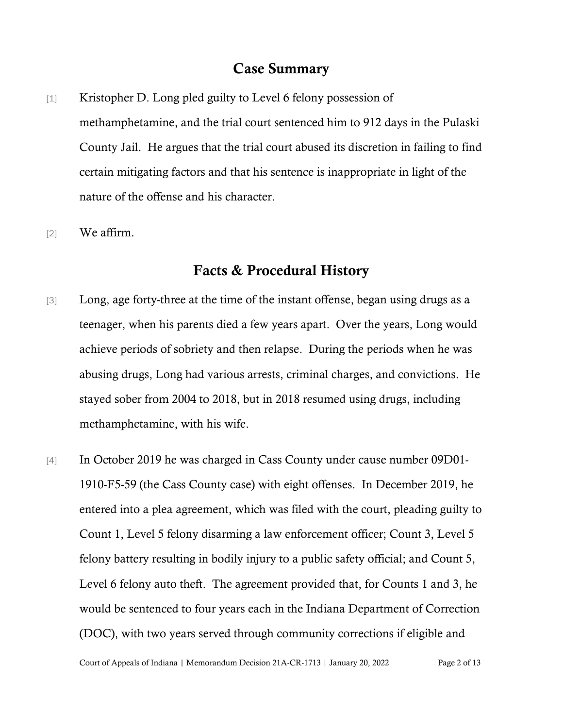## Case Summary

[1] Kristopher D. Long pled guilty to Level 6 felony possession of methamphetamine, and the trial court sentenced him to 912 days in the Pulaski County Jail. He argues that the trial court abused its discretion in failing to find certain mitigating factors and that his sentence is inappropriate in light of the nature of the offense and his character.

[2] We affirm.

## Facts & Procedural History

[3] Long, age forty-three at the time of the instant offense, began using drugs as a teenager, when his parents died a few years apart. Over the years, Long would achieve periods of sobriety and then relapse. During the periods when he was abusing drugs, Long had various arrests, criminal charges, and convictions. He stayed sober from 2004 to 2018, but in 2018 resumed using drugs, including methamphetamine, with his wife.

[4] In October 2019 he was charged in Cass County under cause number 09D01-1910-F5-59 (the Cass County case) with eight offenses. In December 2019, he entered into a plea agreement, which was filed with the court, pleading guilty to Count 1, Level 5 felony disarming a law enforcement officer; Count 3, Level 5 felony battery resulting in bodily injury to a public safety official; and Count 5, Level 6 felony auto theft. The agreement provided that, for Counts 1 and 3, he would be sentenced to four years each in the Indiana Department of Correction (DOC), with two years served through community corrections if eligible and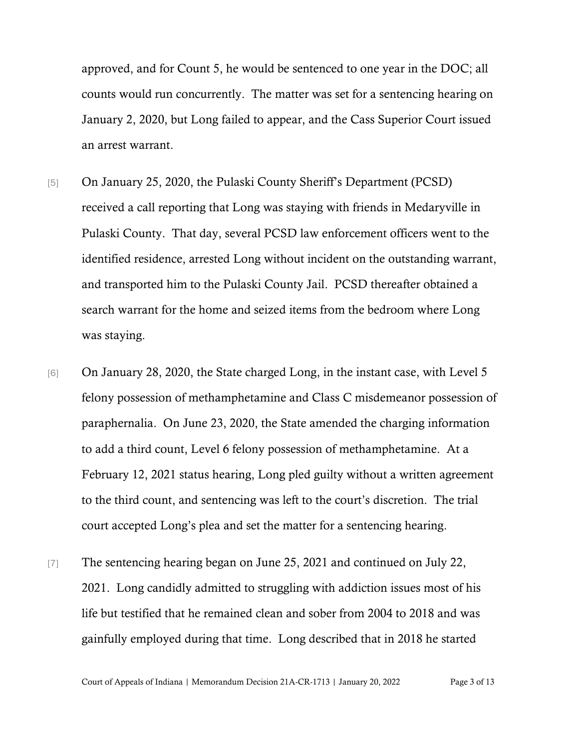approved, and for Count 5, he would be sentenced to one year in the DOC; all counts would run concurrently. The matter was set for a sentencing hearing on January 2, 2020, but Long failed to appear, and the Cass Superior Court issued an arrest warrant.

[5] On January 25, 2020, the Pulaski County Sheriff's Department (PCSD) received a call reporting that Long was staying with friends in Medaryville in Pulaski County. That day, several PCSD law enforcement officers went to the identified residence, arrested Long without incident on the outstanding warrant, and transported him to the Pulaski County Jail. PCSD thereafter obtained a search warrant for the home and seized items from the bedroom where Long was staying.

[6] On January 28, 2020, the State charged Long, in the instant case, with Level 5 felony possession of methamphetamine and Class C misdemeanor possession of paraphernalia. On June 23, 2020, the State amended the charging information to add a third count, Level 6 felony possession of methamphetamine. At a February 12, 2021 status hearing, Long pled guilty without a written agreement to the third count, and sentencing was left to the court's discretion. The trial court accepted Long's plea and set the matter for a sentencing hearing.

[7] The sentencing hearing began on June 25, 2021 and continued on July 22, 2021. Long candidly admitted to struggling with addiction issues most of his life but testified that he remained clean and sober from 2004 to 2018 and was gainfully employed during that time. Long described that in 2018 he started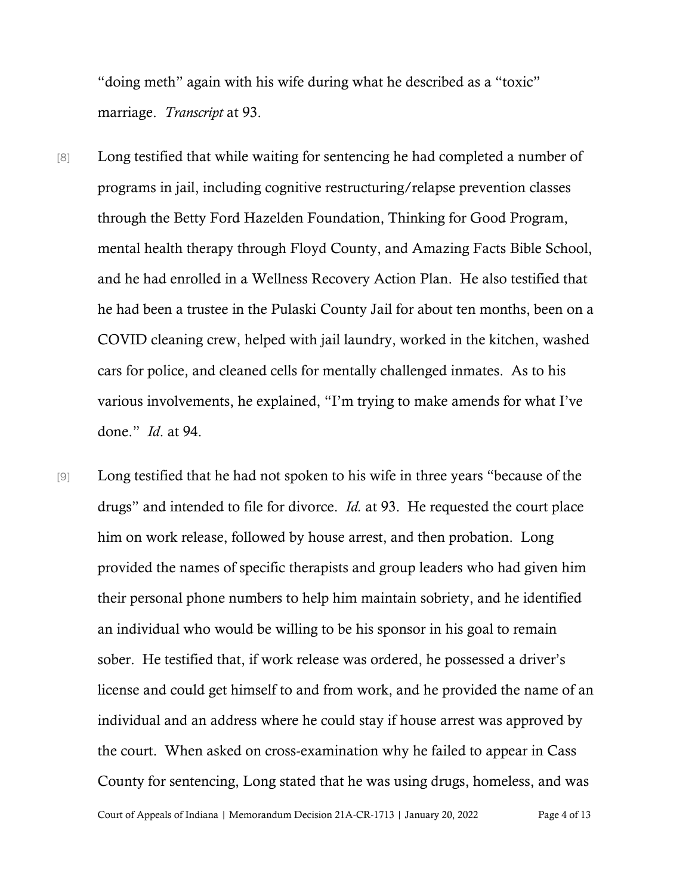"doing meth" again with his wife during what he described as a "toxic" marriage. *Transcript* at 93.

[8] Long testified that while waiting for sentencing he had completed a number of programs in jail, including cognitive restructuring/relapse prevention classes through the Betty Ford Hazelden Foundation, Thinking for Good Program, mental health therapy through Floyd County, and Amazing Facts Bible School, and he had enrolled in a Wellness Recovery Action Plan. He also testified that he had been a trustee in the Pulaski County Jail for about ten months, been on a COVID cleaning crew, helped with jail laundry, worked in the kitchen, washed cars for police, and cleaned cells for mentally challenged inmates. As to his various involvements, he explained, "I'm trying to make amends for what I've done." *Id*. at 94.

[9] Long testified that he had not spoken to his wife in three years "because of the drugs" and intended to file for divorce. *Id.* at 93. He requested the court place him on work release, followed by house arrest, and then probation. Long provided the names of specific therapists and group leaders who had given him their personal phone numbers to help him maintain sobriety, and he identified an individual who would be willing to be his sponsor in his goal to remain sober. He testified that, if work release was ordered, he possessed a driver's license and could get himself to and from work, and he provided the name of an individual and an address where he could stay if house arrest was approved by the court. When asked on cross-examination why he failed to appear in Cass County for sentencing, Long stated that he was using drugs, homeless, and was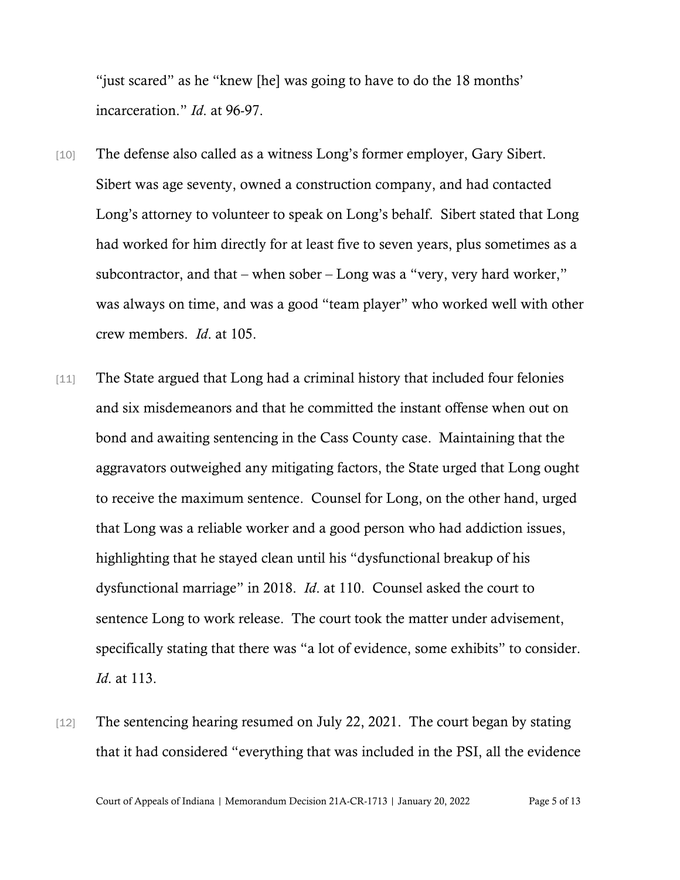"just scared" as he "knew [he] was going to have to do the 18 months' incarceration." *Id*. at 96-97.

[10] The defense also called as a witness Long's former employer, Gary Sibert. Sibert was age seventy, owned a construction company, and had contacted Long's attorney to volunteer to speak on Long's behalf. Sibert stated that Long had worked for him directly for at least five to seven years, plus sometimes as a subcontractor, and that – when sober – Long was a "very, very hard worker," was always on time, and was a good "team player" who worked well with other crew members. *Id*. at 105.

[11] The State argued that Long had a criminal history that included four felonies and six misdemeanors and that he committed the instant offense when out on bond and awaiting sentencing in the Cass County case. Maintaining that the aggravators outweighed any mitigating factors, the State urged that Long ought to receive the maximum sentence. Counsel for Long, on the other hand, urged that Long was a reliable worker and a good person who had addiction issues, highlighting that he stayed clean until his "dysfunctional breakup of his dysfunctional marriage" in 2018. *Id*. at 110. Counsel asked the court to sentence Long to work release. The court took the matter under advisement, specifically stating that there was "a lot of evidence, some exhibits" to consider. *Id*. at 113.

[12] The sentencing hearing resumed on July 22, 2021. The court began by stating that it had considered "everything that was included in the PSI, all the evidence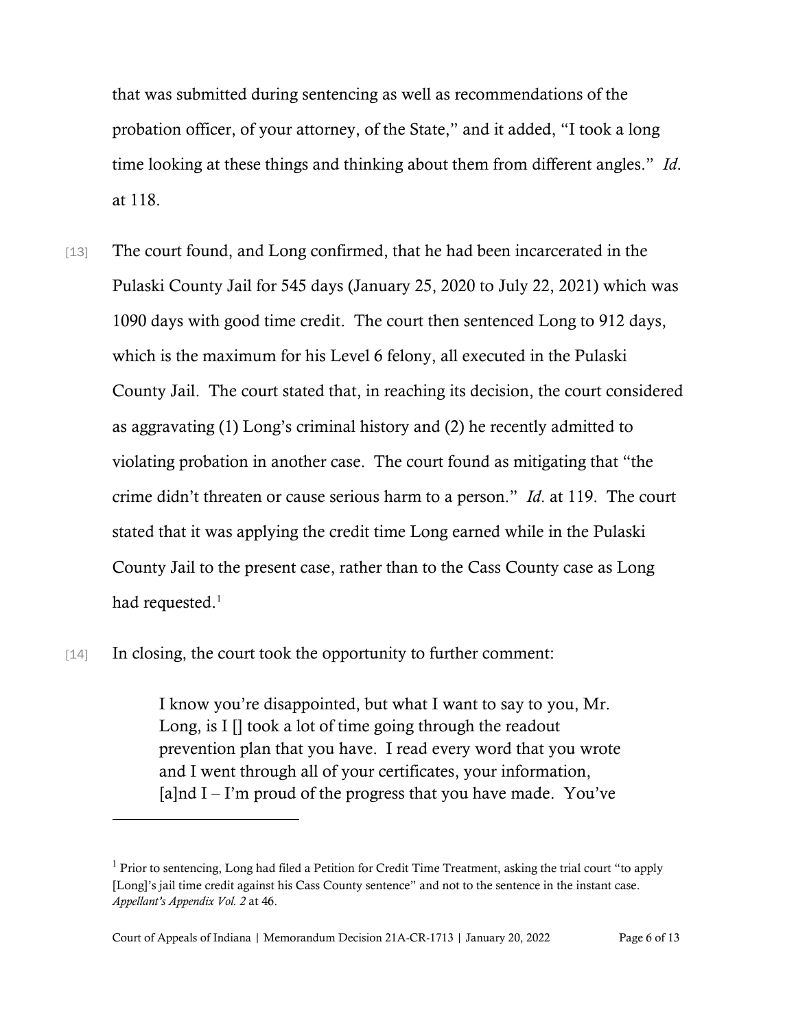that was submitted during sentencing as well as recommendations of the probation officer, of your attorney, of the State," and it added, "I took a long time looking at these things and thinking about them from different angles." *Id.* at 118.

[13] The court found, and Long confirmed, that he had been incarcerated in the Pulaski County Jail for 545 days (January 25, 2020 to July 22, 2021) which was 1090 days with good time credit. The court then sentenced Long to 912 days, which is the maximum for his Level 6 felony, all executed in the Pulaski County Jail. The court stated that, in reaching its decision, the court considered as aggravating (1) Long's criminal history and (2) he recently admitted to violating probation in another case. The court found as mitigating that "the crime didn't threaten or cause serious harm to a person." *Id.* at 119. The court stated that it was applying the credit time Long earned while in the Pulaski County Jail to the present case, rather than to the Cass County case as Long had requested.[1]

[14] In closing, the court took the opportunity to further comment:

> I know you're disappointed, but what I want to say to you, Mr. Long, is I [] took a lot of time going through the readout prevention plan that you have. I read every word that you wrote and I went through all of your certificates, your information, [a]nd I – I'm proud of the progress that you have made. You've

---

[1] Prior to sentencing, Long had filed a Petition for Credit Time Treatment, asking the trial court "to apply [Long]'s jail time credit against his Cass County sentence" and not to the sentence in the instant case. *Appellant's Appendix Vol. 2* at 46.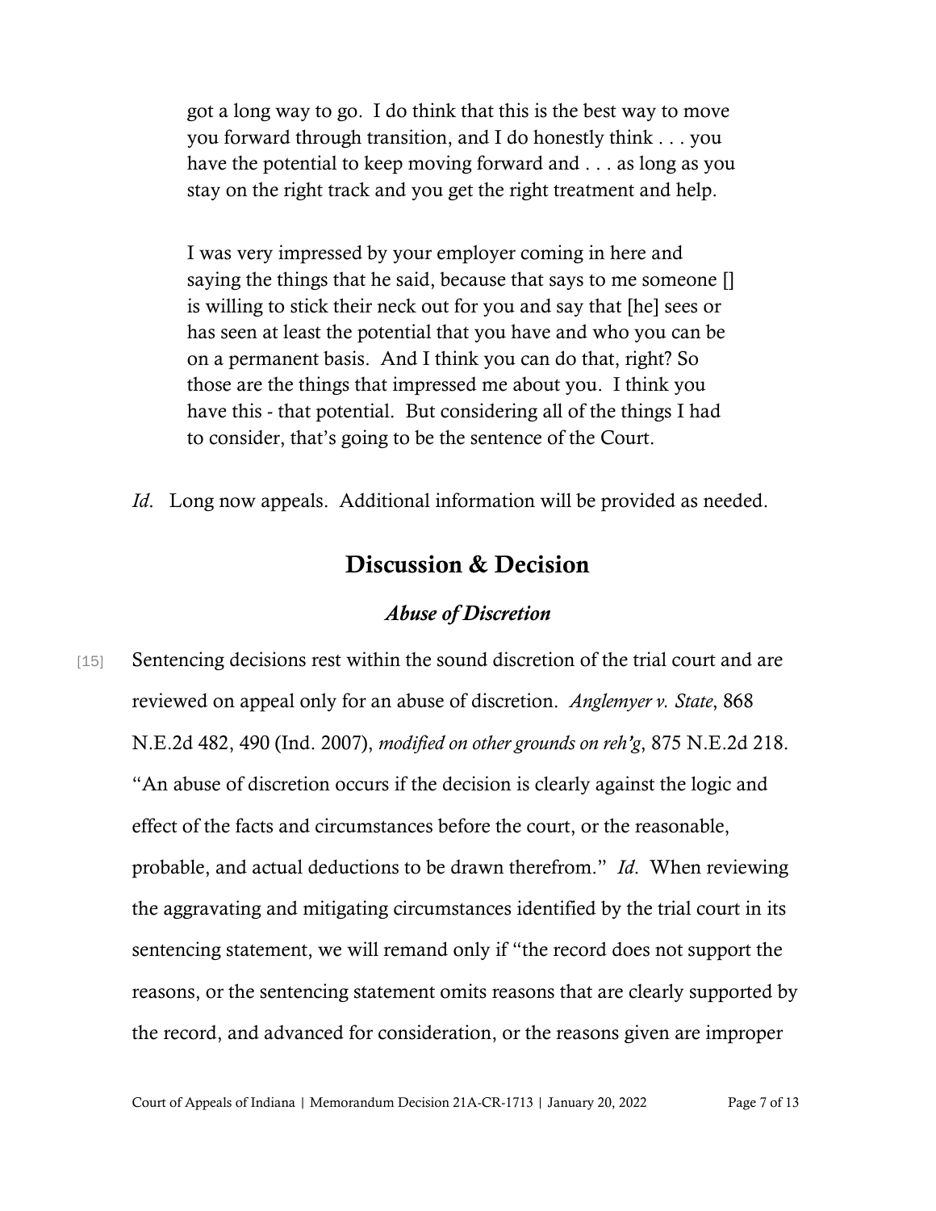> got a long way to go. I do think that this is the best way to move you forward through transition, and I do honestly think . . . you have the potential to keep moving forward and . . . as long as you stay on the right track and you get the right treatment and help.
>
> I was very impressed by your employer coming in here and saying the things that he said, because that says to me someone [] is willing to stick their neck out for you and say that [he] sees or has seen at least the potential that you have and who you can be on a permanent basis. And I think you can do that, right? So those are the things that impressed me about you. I think you have this - that potential. But considering all of the things I had to consider, that's going to be the sentence of the Court.

*Id*. Long now appeals. Additional information will be provided as needed.

## Discussion & Decision

### *Abuse of Discretion*

[15] Sentencing decisions rest within the sound discretion of the trial court and are reviewed on appeal only for an abuse of discretion. *Anglemyer v. State*, 868 N.E.2d 482, 490 (Ind. 2007), *modified on other grounds on reh'g*, 875 N.E.2d 218. "An abuse of discretion occurs if the decision is clearly against the logic and effect of the facts and circumstances before the court, or the reasonable, probable, and actual deductions to be drawn therefrom." *Id*. When reviewing the aggravating and mitigating circumstances identified by the trial court in its sentencing statement, we will remand only if "the record does not support the reasons, or the sentencing statement omits reasons that are clearly supported by the record, and advanced for consideration, or the reasons given are improper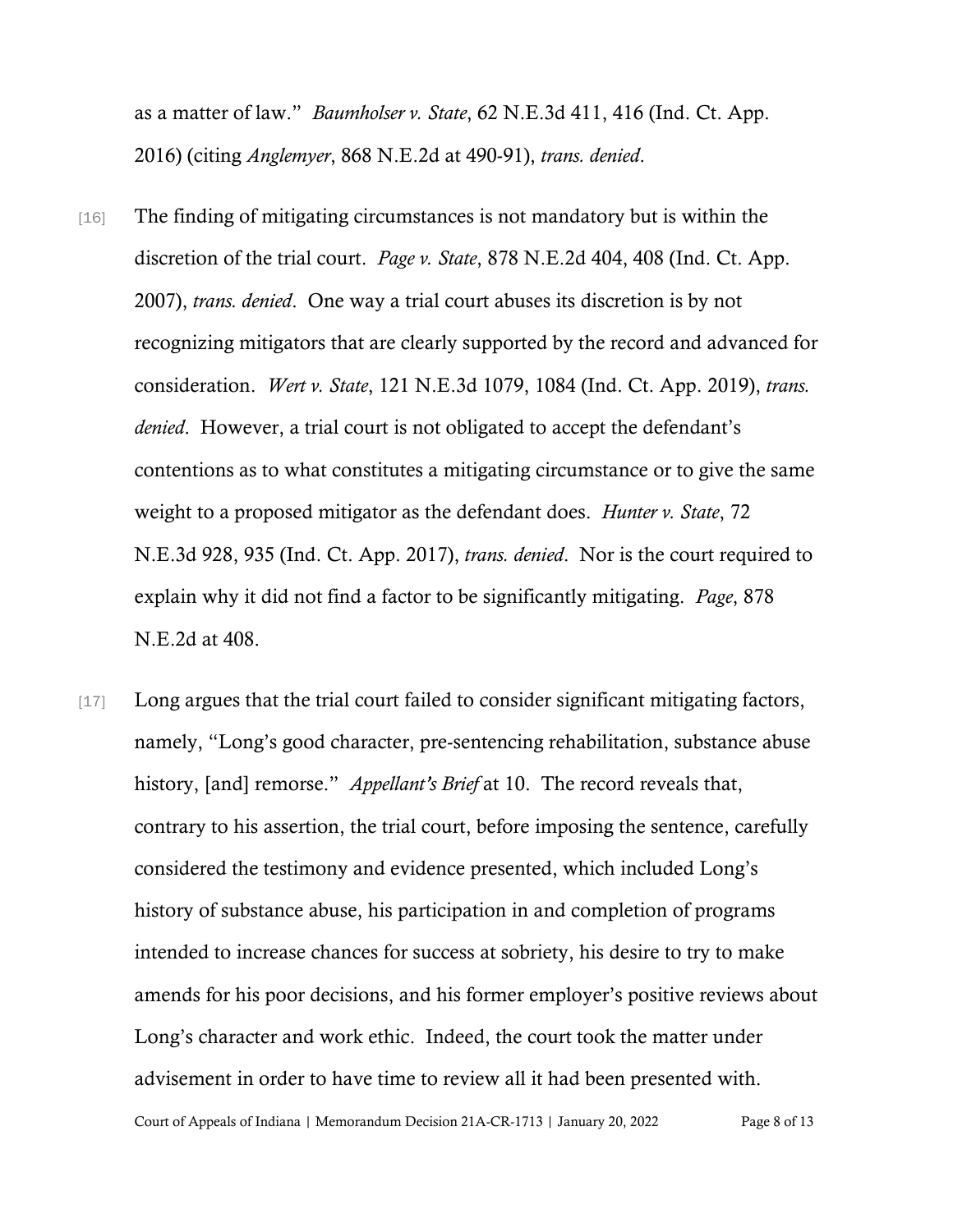as a matter of law." *Baumholser v. State*, 62 N.E.3d 411, 416 (Ind. Ct. App. 2016) (citing *Anglemyer*, 868 N.E.2d at 490-91), *trans. denied*.

[16] The finding of mitigating circumstances is not mandatory but is within the discretion of the trial court. *Page v. State*, 878 N.E.2d 404, 408 (Ind. Ct. App. 2007), *trans. denied*. One way a trial court abuses its discretion is by not recognizing mitigators that are clearly supported by the record and advanced for consideration. *Wert v. State*, 121 N.E.3d 1079, 1084 (Ind. Ct. App. 2019), *trans. denied*. However, a trial court is not obligated to accept the defendant's contentions as to what constitutes a mitigating circumstance or to give the same weight to a proposed mitigator as the defendant does. *Hunter v. State*, 72 N.E.3d 928, 935 (Ind. Ct. App. 2017), *trans. denied*. Nor is the court required to explain why it did not find a factor to be significantly mitigating. *Page*, 878 N.E.2d at 408.

[17] Long argues that the trial court failed to consider significant mitigating factors, namely, "Long's good character, pre-sentencing rehabilitation, substance abuse history, [and] remorse." *Appellant's Brief* at 10. The record reveals that, contrary to his assertion, the trial court, before imposing the sentence, carefully considered the testimony and evidence presented, which included Long's history of substance abuse, his participation in and completion of programs intended to increase chances for success at sobriety, his desire to try to make amends for his poor decisions, and his former employer's positive reviews about Long's character and work ethic. Indeed, the court took the matter under advisement in order to have time to review all it had been presented with.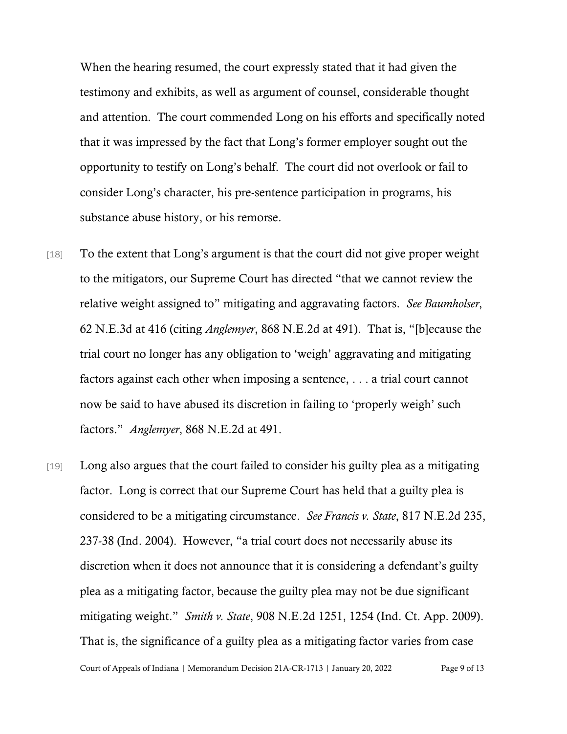When the hearing resumed, the court expressly stated that it had given the testimony and exhibits, as well as argument of counsel, considerable thought and attention. The court commended Long on his efforts and specifically noted that it was impressed by the fact that Long's former employer sought out the opportunity to testify on Long's behalf. The court did not overlook or fail to consider Long's character, his pre-sentence participation in programs, his substance abuse history, or his remorse.

[18] To the extent that Long's argument is that the court did not give proper weight to the mitigators, our Supreme Court has directed "that we cannot review the relative weight assigned to" mitigating and aggravating factors. *See Baumholser*, 62 N.E.3d at 416 (citing *Anglemyer*, 868 N.E.2d at 491). That is, "[b]ecause the trial court no longer has any obligation to 'weigh' aggravating and mitigating factors against each other when imposing a sentence, . . . a trial court cannot now be said to have abused its discretion in failing to 'properly weigh' such factors." *Anglemyer*, 868 N.E.2d at 491.

[19] Long also argues that the court failed to consider his guilty plea as a mitigating factor. Long is correct that our Supreme Court has held that a guilty plea is considered to be a mitigating circumstance. *See Francis v. State*, 817 N.E.2d 235, 237-38 (Ind. 2004). However, "a trial court does not necessarily abuse its discretion when it does not announce that it is considering a defendant's guilty plea as a mitigating factor, because the guilty plea may not be due significant mitigating weight." *Smith v. State*, 908 N.E.2d 1251, 1254 (Ind. Ct. App. 2009). That is, the significance of a guilty plea as a mitigating factor varies from case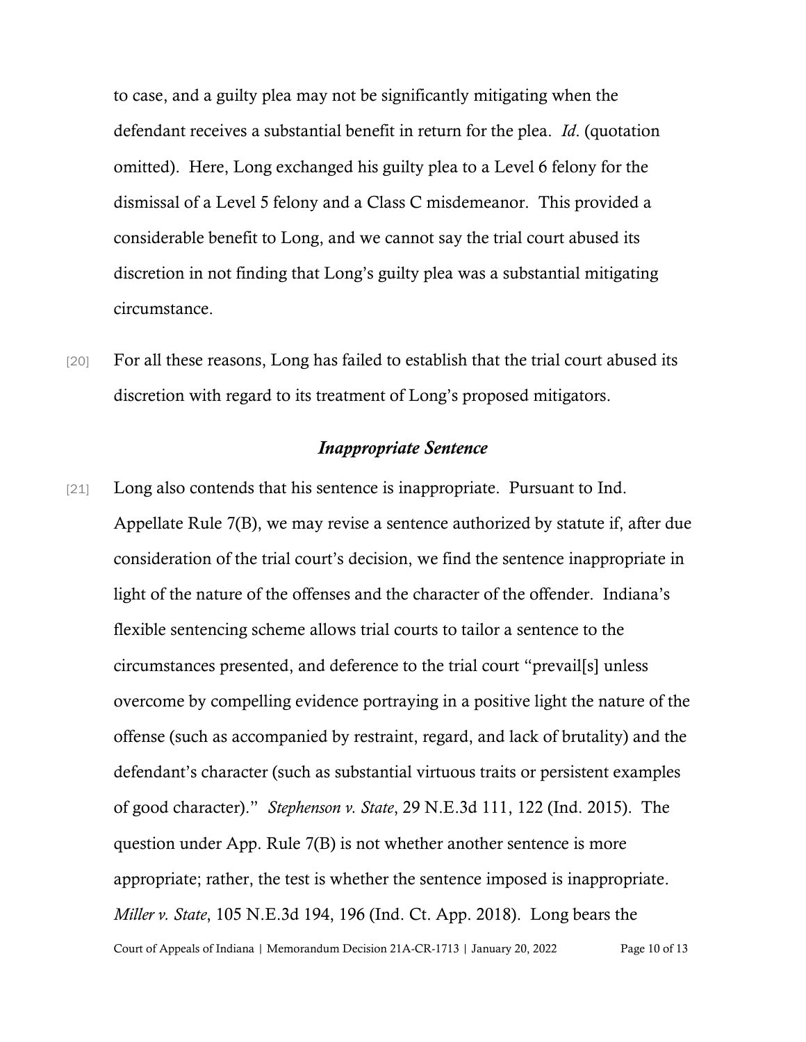to case, and a guilty plea may not be significantly mitigating when the defendant receives a substantial benefit in return for the plea. *Id*. (quotation omitted). Here, Long exchanged his guilty plea to a Level 6 felony for the dismissal of a Level 5 felony and a Class C misdemeanor. This provided a considerable benefit to Long, and we cannot say the trial court abused its discretion in not finding that Long's guilty plea was a substantial mitigating circumstance.

[20] For all these reasons, Long has failed to establish that the trial court abused its discretion with regard to its treatment of Long's proposed mitigators.

### *Inappropriate Sentence*

[21] Long also contends that his sentence is inappropriate. Pursuant to Ind. Appellate Rule 7(B), we may revise a sentence authorized by statute if, after due consideration of the trial court's decision, we find the sentence inappropriate in light of the nature of the offenses and the character of the offender. Indiana's flexible sentencing scheme allows trial courts to tailor a sentence to the circumstances presented, and deference to the trial court "prevail[s] unless overcome by compelling evidence portraying in a positive light the nature of the offense (such as accompanied by restraint, regard, and lack of brutality) and the defendant's character (such as substantial virtuous traits or persistent examples of good character)." *Stephenson v. State*, 29 N.E.3d 111, 122 (Ind. 2015). The question under App. Rule 7(B) is not whether another sentence is more appropriate; rather, the test is whether the sentence imposed is inappropriate. *Miller v. State*, 105 N.E.3d 194, 196 (Ind. Ct. App. 2018). Long bears the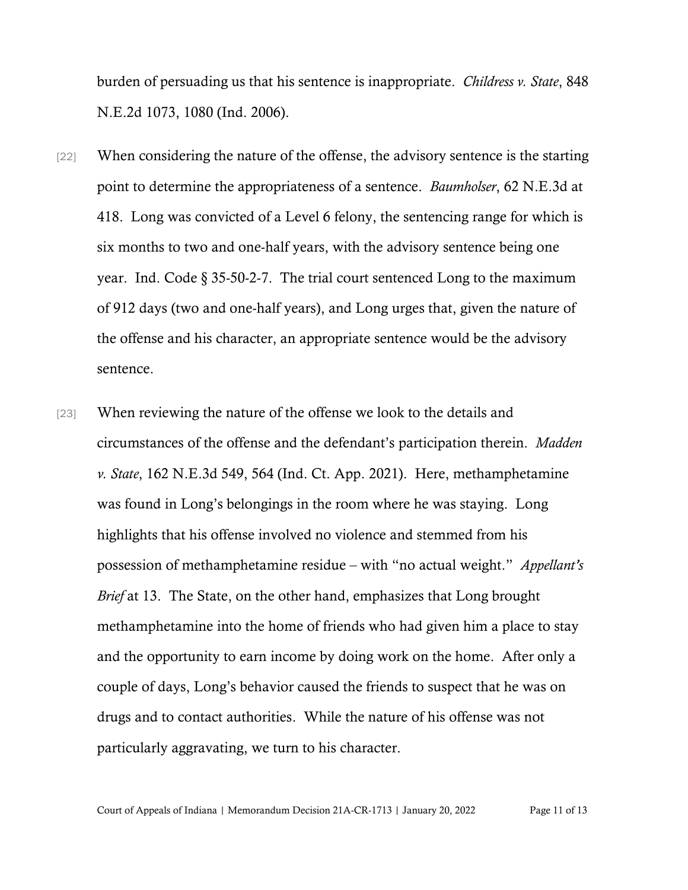burden of persuading us that his sentence is inappropriate. *Childress v. State*, 848 N.E.2d 1073, 1080 (Ind. 2006).

[22] When considering the nature of the offense, the advisory sentence is the starting point to determine the appropriateness of a sentence. *Baumholser*, 62 N.E.3d at 418. Long was convicted of a Level 6 felony, the sentencing range for which is six months to two and one-half years, with the advisory sentence being one year. Ind. Code § 35-50-2-7. The trial court sentenced Long to the maximum of 912 days (two and one-half years), and Long urges that, given the nature of the offense and his character, an appropriate sentence would be the advisory sentence.

[23] When reviewing the nature of the offense we look to the details and circumstances of the offense and the defendant's participation therein. *Madden v. State*, 162 N.E.3d 549, 564 (Ind. Ct. App. 2021). Here, methamphetamine was found in Long's belongings in the room where he was staying. Long highlights that his offense involved no violence and stemmed from his possession of methamphetamine residue – with "no actual weight." *Appellant's Brief* at 13. The State, on the other hand, emphasizes that Long brought methamphetamine into the home of friends who had given him a place to stay and the opportunity to earn income by doing work on the home. After only a couple of days, Long's behavior caused the friends to suspect that he was on drugs and to contact authorities. While the nature of his offense was not particularly aggravating, we turn to his character.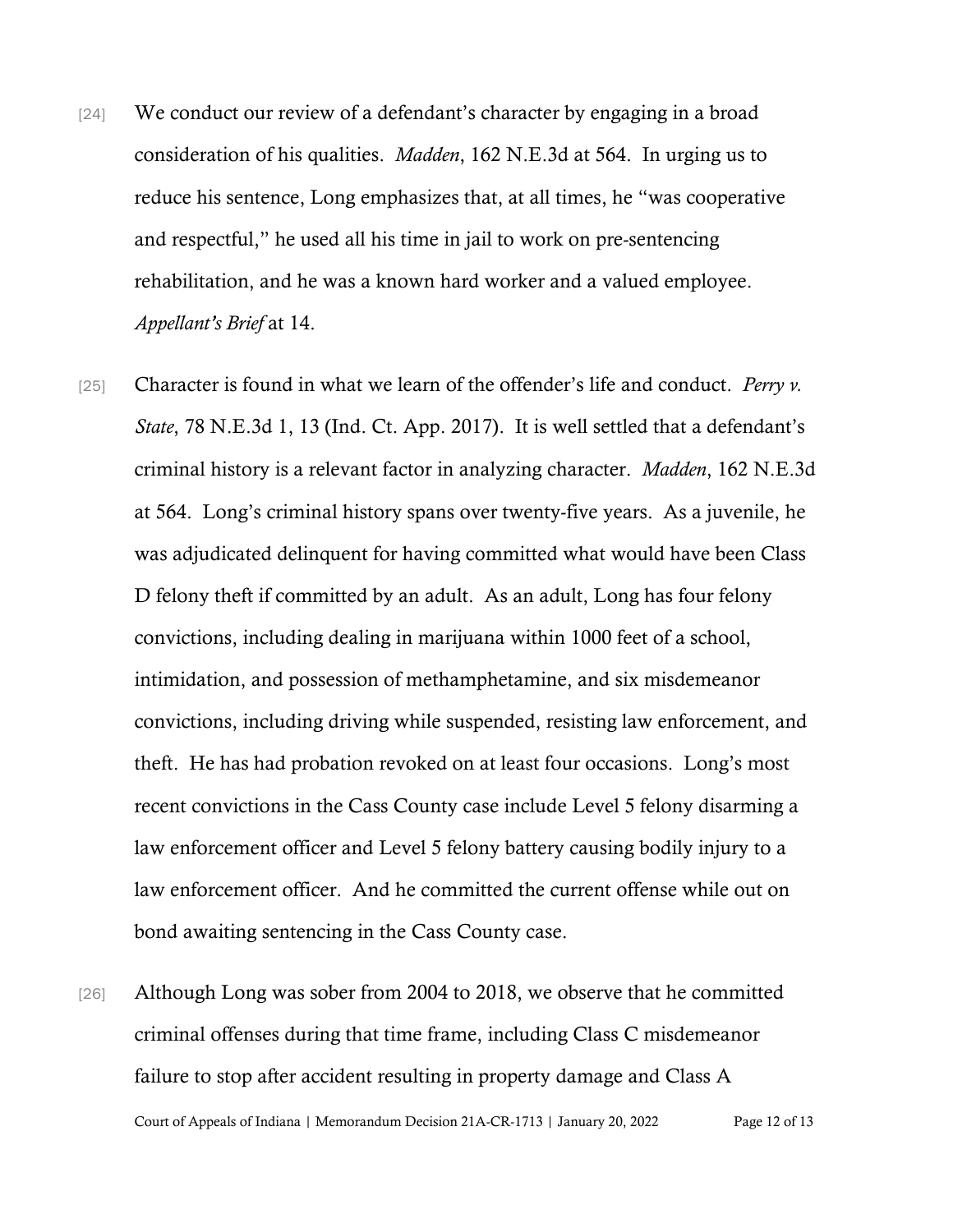[24] We conduct our review of a defendant's character by engaging in a broad consideration of his qualities. *Madden*, 162 N.E.3d at 564. In urging us to reduce his sentence, Long emphasizes that, at all times, he "was cooperative and respectful," he used all his time in jail to work on pre-sentencing rehabilitation, and he was a known hard worker and a valued employee. *Appellant's Brief* at 14.

[25] Character is found in what we learn of the offender's life and conduct. *Perry v. State*, 78 N.E.3d 1, 13 (Ind. Ct. App. 2017). It is well settled that a defendant's criminal history is a relevant factor in analyzing character. *Madden*, 162 N.E.3d at 564. Long's criminal history spans over twenty-five years. As a juvenile, he was adjudicated delinquent for having committed what would have been Class D felony theft if committed by an adult. As an adult, Long has four felony convictions, including dealing in marijuana within 1000 feet of a school, intimidation, and possession of methamphetamine, and six misdemeanor convictions, including driving while suspended, resisting law enforcement, and theft. He has had probation revoked on at least four occasions. Long's most recent convictions in the Cass County case include Level 5 felony disarming a law enforcement officer and Level 5 felony battery causing bodily injury to a law enforcement officer. And he committed the current offense while out on bond awaiting sentencing in the Cass County case.

[26] Although Long was sober from 2004 to 2018, we observe that he committed criminal offenses during that time frame, including Class C misdemeanor failure to stop after accident resulting in property damage and Class A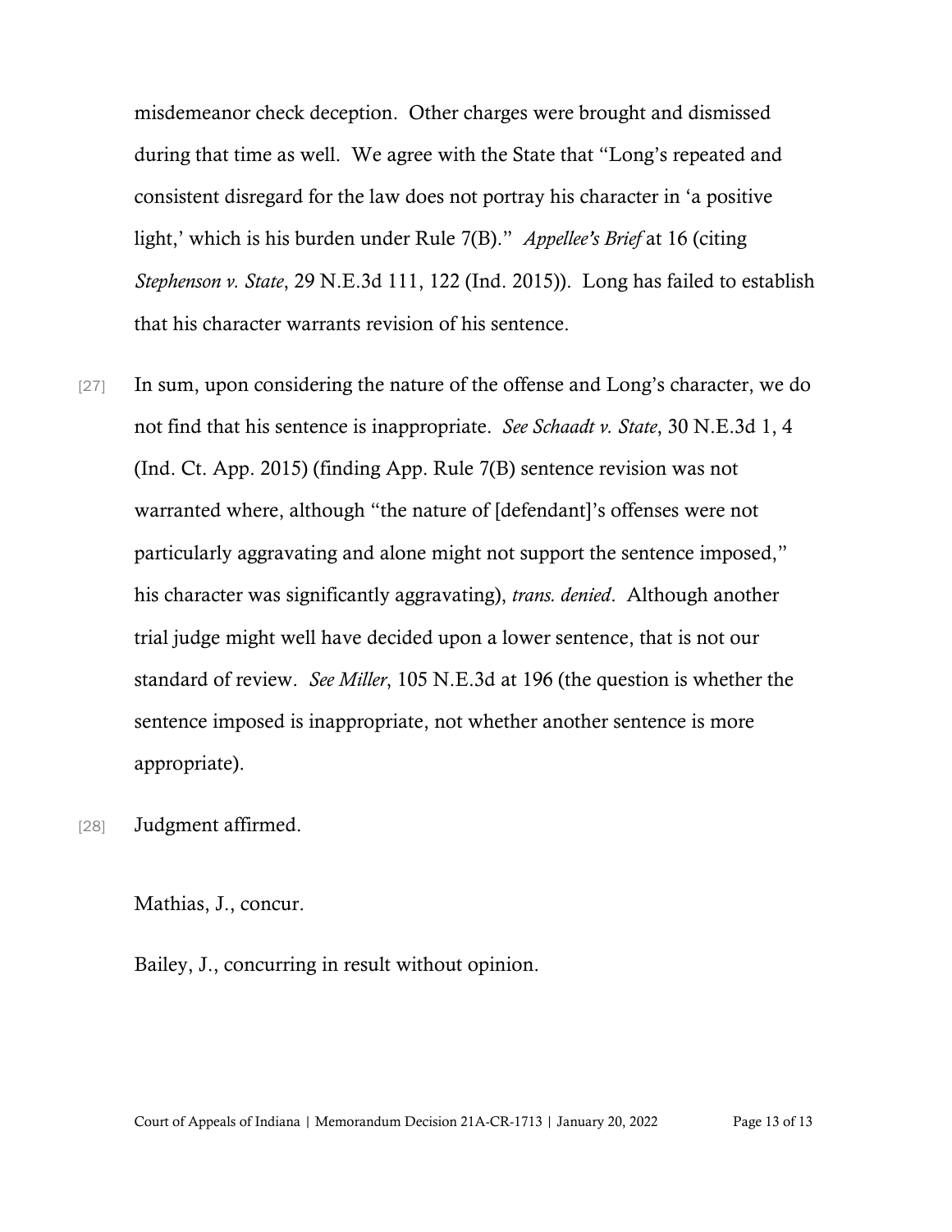misdemeanor check deception. Other charges were brought and dismissed during that time as well. We agree with the State that "Long's repeated and consistent disregard for the law does not portray his character in 'a positive light,' which is his burden under Rule 7(B)." *Appellee's Brief* at 16 (citing *Stephenson v. State*, 29 N.E.3d 111, 122 (Ind. 2015)). Long has failed to establish that his character warrants revision of his sentence.

[27] In sum, upon considering the nature of the offense and Long's character, we do not find that his sentence is inappropriate. *See Schaadt v. State*, 30 N.E.3d 1, 4 (Ind. Ct. App. 2015) (finding App. Rule 7(B) sentence revision was not warranted where, although "the nature of [defendant]'s offenses were not particularly aggravating and alone might not support the sentence imposed," his character was significantly aggravating), *trans. denied*. Although another trial judge might well have decided upon a lower sentence, that is not our standard of review. *See Miller*, 105 N.E.3d at 196 (the question is whether the sentence imposed is inappropriate, not whether another sentence is more appropriate).

[28] Judgment affirmed.

Mathias, J., concur.

Bailey, J., concurring in result without opinion.